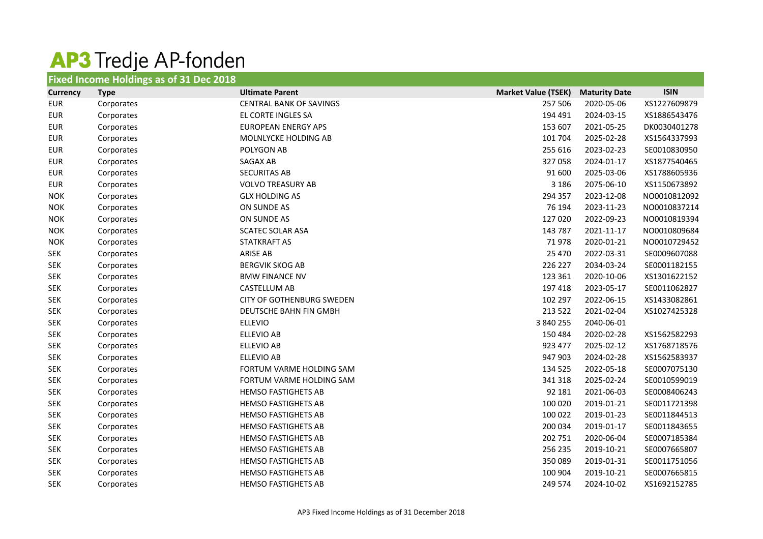# AP3 Tredje AP-fonden

## Fixed Income Holdings as of 31 Dec 2018

| Currency | Type | Ultimate Parent | Market Value (TSEK) | Maturity Date | ISIN |
|---|---|---|---|---|---|
| EUR | Corporates | CENTRAL BANK OF SAVINGS | 257 506 | 2020-05-06 | XS1227609879 |
| EUR | Corporates | EL CORTE INGLES SA | 194 491 | 2024-03-15 | XS1886543476 |
| EUR | Corporates | EUROPEAN ENERGY APS | 153 607 | 2021-05-25 | DK0030401278 |
| EUR | Corporates | MOLNLYCKE HOLDING AB | 101 704 | 2025-02-28 | XS1564337993 |
| EUR | Corporates | POLYGON AB | 255 616 | 2023-02-23 | SE0010830950 |
| EUR | Corporates | SAGAX AB | 327 058 | 2024-01-17 | XS1877540465 |
| EUR | Corporates | SECURITAS AB | 91 600 | 2025-03-06 | XS1788605936 |
| EUR | Corporates | VOLVO TREASURY AB | 3 186 | 2075-06-10 | XS1150673892 |
| NOK | Corporates | GLX HOLDING AS | 294 357 | 2023-12-08 | NO0010812092 |
| NOK | Corporates | ON SUNDE AS | 76 194 | 2023-11-23 | NO0010837214 |
| NOK | Corporates | ON SUNDE AS | 127 020 | 2022-09-23 | NO0010819394 |
| NOK | Corporates | SCATEC SOLAR ASA | 143 787 | 2021-11-17 | NO0010809684 |
| NOK | Corporates | STATKRAFT AS | 71 978 | 2020-01-21 | NO0010729452 |
| SEK | Corporates | ARISE AB | 25 470 | 2022-03-31 | SE0009607088 |
| SEK | Corporates | BERGVIK SKOG AB | 226 227 | 2034-03-24 | SE0001182155 |
| SEK | Corporates | BMW FINANCE NV | 123 361 | 2020-10-06 | XS1301622152 |
| SEK | Corporates | CASTELLUM AB | 197 418 | 2023-05-17 | SE0011062827 |
| SEK | Corporates | CITY OF GOTHENBURG SWEDEN | 102 297 | 2022-06-15 | XS1433082861 |
| SEK | Corporates | DEUTSCHE BAHN FIN GMBH | 213 522 | 2021-02-04 | XS1027425328 |
| SEK | Corporates | ELLEVIO | 3 840 255 | 2040-06-01 | |
| SEK | Corporates | ELLEVIO AB | 150 484 | 2020-02-28 | XS1562582293 |
| SEK | Corporates | ELLEVIO AB | 923 477 | 2025-02-12 | XS1768718576 |
| SEK | Corporates | ELLEVIO AB | 947 903 | 2024-02-28 | XS1562583937 |
| SEK | Corporates | FORTUM VARME HOLDING SAM | 134 525 | 2022-05-18 | SE0007075130 |
| SEK | Corporates | FORTUM VARME HOLDING SAM | 341 318 | 2025-02-24 | SE0010599019 |
| SEK | Corporates | HEMSO FASTIGHETS AB | 92 181 | 2021-06-03 | SE0008406243 |
| SEK | Corporates | HEMSO FASTIGHETS AB | 100 020 | 2019-01-21 | SE0011721398 |
| SEK | Corporates | HEMSO FASTIGHETS AB | 100 022 | 2019-01-23 | SE0011844513 |
| SEK | Corporates | HEMSO FASTIGHETS AB | 200 034 | 2019-01-17 | SE0011843655 |
| SEK | Corporates | HEMSO FASTIGHETS AB | 202 751 | 2020-06-04 | SE0007185384 |
| SEK | Corporates | HEMSO FASTIGHETS AB | 256 235 | 2019-10-21 | SE0007665807 |
| SEK | Corporates | HEMSO FASTIGHETS AB | 350 089 | 2019-01-31 | SE0011751056 |
| SEK | Corporates | HEMSO FASTIGHETS AB | 100 904 | 2019-10-21 | SE0007665815 |
| SEK | Corporates | HEMSO FASTIGHETS AB | 249 574 | 2024-10-02 | XS1692152785 |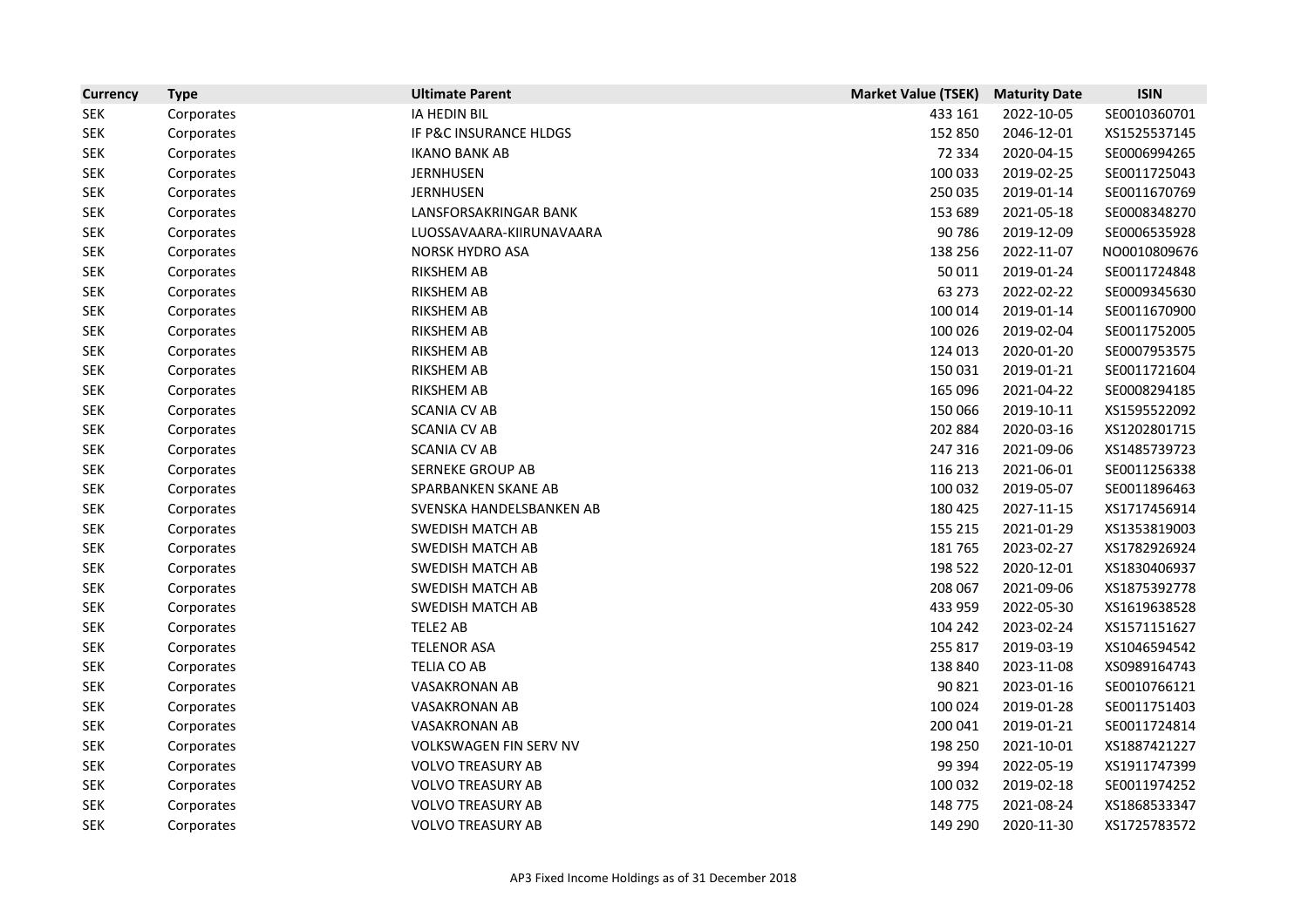| Currency | Type | Ultimate Parent | Market Value (TSEK) | Maturity Date | ISIN |
|---|---|---|---|---|---|
| SEK | Corporates | IA HEDIN BIL | 433 161 | 2022-10-05 | SE0010360701 |
| SEK | Corporates | IF P&C INSURANCE HLDGS | 152 850 | 2046-12-01 | XS1525537145 |
| SEK | Corporates | IKANO BANK AB | 72 334 | 2020-04-15 | SE0006994265 |
| SEK | Corporates | JERNHUSEN | 100 033 | 2019-02-25 | SE0011725043 |
| SEK | Corporates | JERNHUSEN | 250 035 | 2019-01-14 | SE0011670769 |
| SEK | Corporates | LANSFORSAKRINGAR BANK | 153 689 | 2021-05-18 | SE0008348270 |
| SEK | Corporates | LUOSSAVAARA-KIIRUNAVAARA | 90 786 | 2019-12-09 | SE0006535928 |
| SEK | Corporates | NORSK HYDRO ASA | 138 256 | 2022-11-07 | NO0010809676 |
| SEK | Corporates | RIKSHEM AB | 50 011 | 2019-01-24 | SE0011724848 |
| SEK | Corporates | RIKSHEM AB | 63 273 | 2022-02-22 | SE0009345630 |
| SEK | Corporates | RIKSHEM AB | 100 014 | 2019-01-14 | SE0011670900 |
| SEK | Corporates | RIKSHEM AB | 100 026 | 2019-02-04 | SE0011752005 |
| SEK | Corporates | RIKSHEM AB | 124 013 | 2020-01-20 | SE0007953575 |
| SEK | Corporates | RIKSHEM AB | 150 031 | 2019-01-21 | SE0011721604 |
| SEK | Corporates | RIKSHEM AB | 165 096 | 2021-04-22 | SE0008294185 |
| SEK | Corporates | SCANIA CV AB | 150 066 | 2019-10-11 | XS1595522092 |
| SEK | Corporates | SCANIA CV AB | 202 884 | 2020-03-16 | XS1202801715 |
| SEK | Corporates | SCANIA CV AB | 247 316 | 2021-09-06 | XS1485739723 |
| SEK | Corporates | SERNEKE GROUP AB | 116 213 | 2021-06-01 | SE0011256338 |
| SEK | Corporates | SPARBANKEN SKANE AB | 100 032 | 2019-05-07 | SE0011896463 |
| SEK | Corporates | SVENSKA HANDELSBANKEN AB | 180 425 | 2027-11-15 | XS1717456914 |
| SEK | Corporates | SWEDISH MATCH AB | 155 215 | 2021-01-29 | XS1353819003 |
| SEK | Corporates | SWEDISH MATCH AB | 181 765 | 2023-02-27 | XS1782926924 |
| SEK | Corporates | SWEDISH MATCH AB | 198 522 | 2020-12-01 | XS1830406937 |
| SEK | Corporates | SWEDISH MATCH AB | 208 067 | 2021-09-06 | XS1875392778 |
| SEK | Corporates | SWEDISH MATCH AB | 433 959 | 2022-05-30 | XS1619638528 |
| SEK | Corporates | TELE2 AB | 104 242 | 2023-02-24 | XS1571151627 |
| SEK | Corporates | TELENOR ASA | 255 817 | 2019-03-19 | XS1046594542 |
| SEK | Corporates | TELIA CO AB | 138 840 | 2023-11-08 | XS0989164743 |
| SEK | Corporates | VASAKRONAN AB | 90 821 | 2023-01-16 | SE0010766121 |
| SEK | Corporates | VASAKRONAN AB | 100 024 | 2019-01-28 | SE0011751403 |
| SEK | Corporates | VASAKRONAN AB | 200 041 | 2019-01-21 | SE0011724814 |
| SEK | Corporates | VOLKSWAGEN FIN SERV NV | 198 250 | 2021-10-01 | XS1887421227 |
| SEK | Corporates | VOLVO TREASURY AB | 99 394 | 2022-05-19 | XS1911747399 |
| SEK | Corporates | VOLVO TREASURY AB | 100 032 | 2019-02-18 | SE0011974252 |
| SEK | Corporates | VOLVO TREASURY AB | 148 775 | 2021-08-24 | XS1868533347 |
| SEK | Corporates | VOLVO TREASURY AB | 149 290 | 2020-11-30 | XS1725783572 |

AP3 Fixed Income Holdings as of 31 December 2018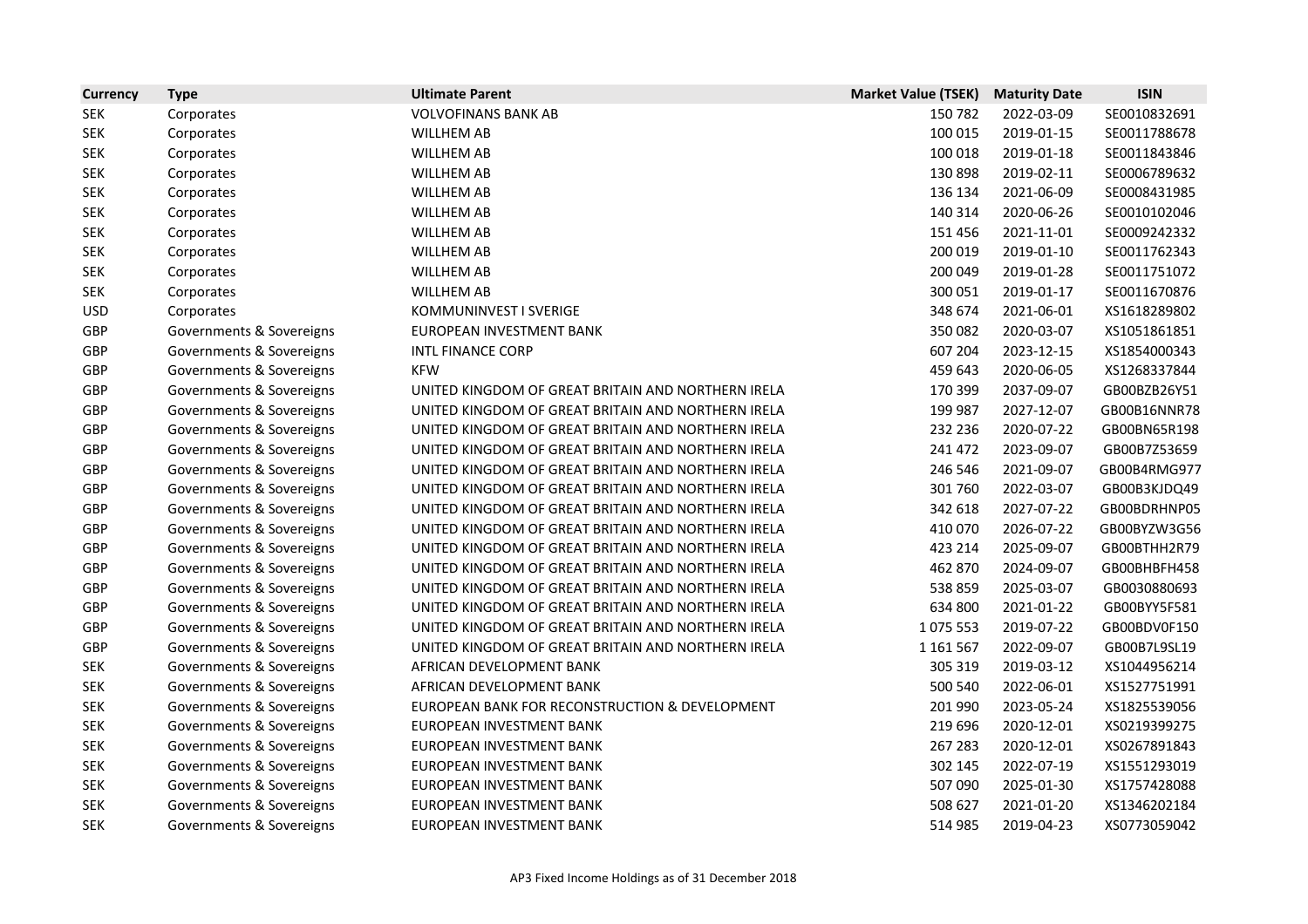| Currency | Type | Ultimate Parent | Market Value (TSEK) | Maturity Date | ISIN |
| --- | --- | --- | --- | --- | --- |
| SEK | Corporates | VOLVOFINANS BANK AB | 150 782 | 2022-03-09 | SE0010832691 |
| SEK | Corporates | WILLHEM AB | 100 015 | 2019-01-15 | SE0011788678 |
| SEK | Corporates | WILLHEM AB | 100 018 | 2019-01-18 | SE0011843846 |
| SEK | Corporates | WILLHEM AB | 130 898 | 2019-02-11 | SE0006789632 |
| SEK | Corporates | WILLHEM AB | 136 134 | 2021-06-09 | SE0008431985 |
| SEK | Corporates | WILLHEM AB | 140 314 | 2020-06-26 | SE0010102046 |
| SEK | Corporates | WILLHEM AB | 151 456 | 2021-11-01 | SE0009242332 |
| SEK | Corporates | WILLHEM AB | 200 019 | 2019-01-10 | SE0011762343 |
| SEK | Corporates | WILLHEM AB | 200 049 | 2019-01-28 | SE0011751072 |
| SEK | Corporates | WILLHEM AB | 300 051 | 2019-01-17 | SE0011670876 |
| USD | Corporates | KOMMUNINVEST I SVERIGE | 348 674 | 2021-06-01 | XS1618289802 |
| GBP | Governments & Sovereigns | EUROPEAN INVESTMENT BANK | 350 082 | 2020-03-07 | XS1051861851 |
| GBP | Governments & Sovereigns | INTL FINANCE CORP | 607 204 | 2023-12-15 | XS1854000343 |
| GBP | Governments & Sovereigns | KFW | 459 643 | 2020-06-05 | XS1268337844 |
| GBP | Governments & Sovereigns | UNITED KINGDOM OF GREAT BRITAIN AND NORTHERN IRELA | 170 399 | 2037-09-07 | GB00BZB26Y51 |
| GBP | Governments & Sovereigns | UNITED KINGDOM OF GREAT BRITAIN AND NORTHERN IRELA | 199 987 | 2027-12-07 | GB00B16NNR78 |
| GBP | Governments & Sovereigns | UNITED KINGDOM OF GREAT BRITAIN AND NORTHERN IRELA | 232 236 | 2020-07-22 | GB00BN65R198 |
| GBP | Governments & Sovereigns | UNITED KINGDOM OF GREAT BRITAIN AND NORTHERN IRELA | 241 472 | 2023-09-07 | GB00B7Z53659 |
| GBP | Governments & Sovereigns | UNITED KINGDOM OF GREAT BRITAIN AND NORTHERN IRELA | 246 546 | 2021-09-07 | GB00B4RMG977 |
| GBP | Governments & Sovereigns | UNITED KINGDOM OF GREAT BRITAIN AND NORTHERN IRELA | 301 760 | 2022-03-07 | GB00B3KJDQ49 |
| GBP | Governments & Sovereigns | UNITED KINGDOM OF GREAT BRITAIN AND NORTHERN IRELA | 342 618 | 2027-07-22 | GB00BDRHNP05 |
| GBP | Governments & Sovereigns | UNITED KINGDOM OF GREAT BRITAIN AND NORTHERN IRELA | 410 070 | 2026-07-22 | GB00BYZW3G56 |
| GBP | Governments & Sovereigns | UNITED KINGDOM OF GREAT BRITAIN AND NORTHERN IRELA | 423 214 | 2025-09-07 | GB00BTHH2R79 |
| GBP | Governments & Sovereigns | UNITED KINGDOM OF GREAT BRITAIN AND NORTHERN IRELA | 462 870 | 2024-09-07 | GB00BHBFH458 |
| GBP | Governments & Sovereigns | UNITED KINGDOM OF GREAT BRITAIN AND NORTHERN IRELA | 538 859 | 2025-03-07 | GB0030880693 |
| GBP | Governments & Sovereigns | UNITED KINGDOM OF GREAT BRITAIN AND NORTHERN IRELA | 634 800 | 2021-01-22 | GB00BYY5F581 |
| GBP | Governments & Sovereigns | UNITED KINGDOM OF GREAT BRITAIN AND NORTHERN IRELA | 1 075 553 | 2019-07-22 | GB00BDV0F150 |
| GBP | Governments & Sovereigns | UNITED KINGDOM OF GREAT BRITAIN AND NORTHERN IRELA | 1 161 567 | 2022-09-07 | GB00B7L9SL19 |
| SEK | Governments & Sovereigns | AFRICAN DEVELOPMENT BANK | 305 319 | 2019-03-12 | XS1044956214 |
| SEK | Governments & Sovereigns | AFRICAN DEVELOPMENT BANK | 500 540 | 2022-06-01 | XS1527751991 |
| SEK | Governments & Sovereigns | EUROPEAN BANK FOR RECONSTRUCTION & DEVELOPMENT | 201 990 | 2023-05-24 | XS1825539056 |
| SEK | Governments & Sovereigns | EUROPEAN INVESTMENT BANK | 219 696 | 2020-12-01 | XS0219399275 |
| SEK | Governments & Sovereigns | EUROPEAN INVESTMENT BANK | 267 283 | 2020-12-01 | XS0267891843 |
| SEK | Governments & Sovereigns | EUROPEAN INVESTMENT BANK | 302 145 | 2022-07-19 | XS1551293019 |
| SEK | Governments & Sovereigns | EUROPEAN INVESTMENT BANK | 507 090 | 2025-01-30 | XS1757428088 |
| SEK | Governments & Sovereigns | EUROPEAN INVESTMENT BANK | 508 627 | 2021-01-20 | XS1346202184 |
| SEK | Governments & Sovereigns | EUROPEAN INVESTMENT BANK | 514 985 | 2019-04-23 | XS0773059042 |

AP3 Fixed Income Holdings as of 31 December 2018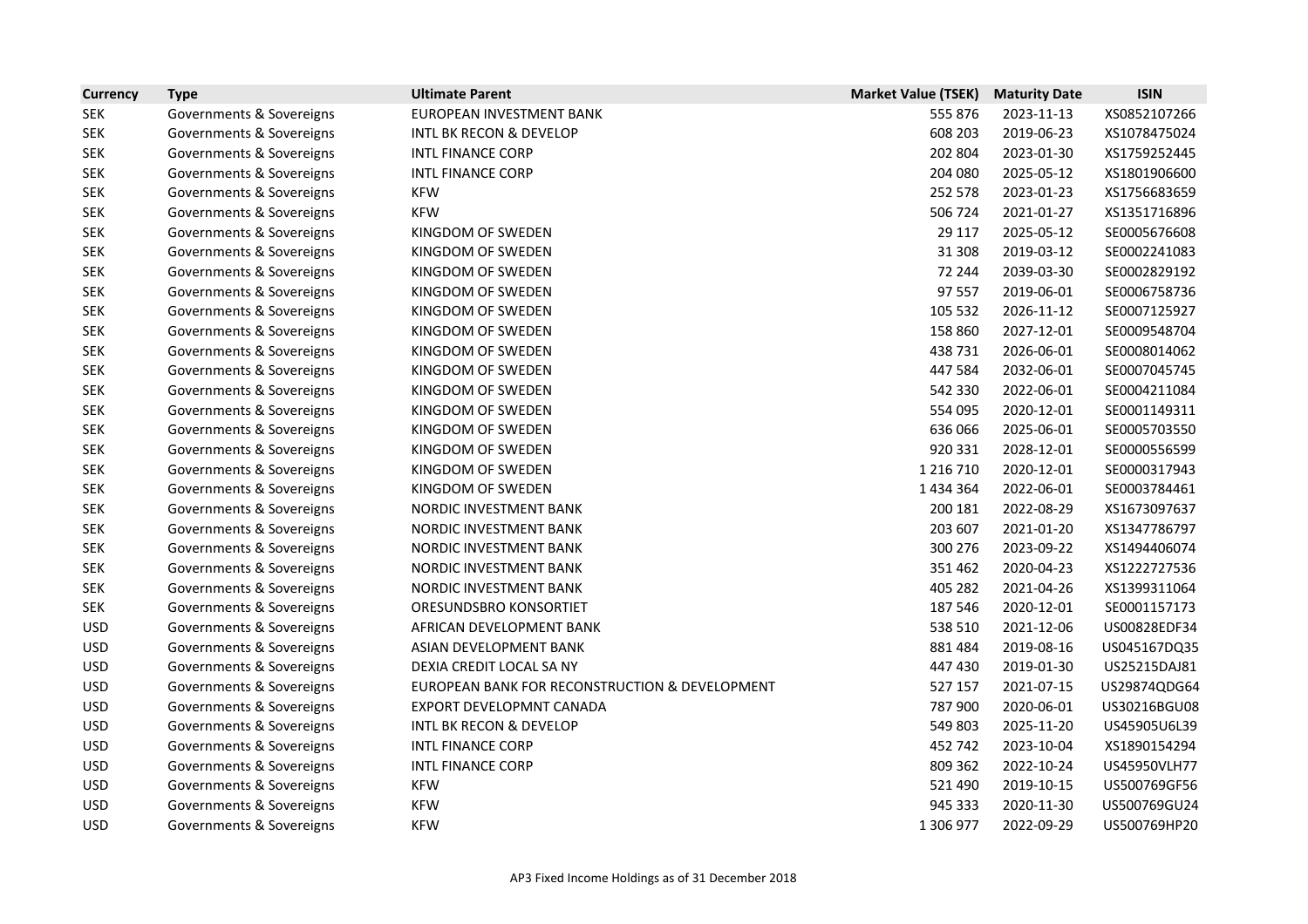| Currency | Type | Ultimate Parent | Market Value (TSEK) | Maturity Date | ISIN |
|---|---|---|---|---|---|
| SEK | Governments & Sovereigns | EUROPEAN INVESTMENT BANK | 555 876 | 2023-11-13 | XS0852107266 |
| SEK | Governments & Sovereigns | INTL BK RECON & DEVELOP | 608 203 | 2019-06-23 | XS1078475024 |
| SEK | Governments & Sovereigns | INTL FINANCE CORP | 202 804 | 2023-01-30 | XS1759252445 |
| SEK | Governments & Sovereigns | INTL FINANCE CORP | 204 080 | 2025-05-12 | XS1801906600 |
| SEK | Governments & Sovereigns | KFW | 252 578 | 2023-01-23 | XS1756683659 |
| SEK | Governments & Sovereigns | KFW | 506 724 | 2021-01-27 | XS1351716896 |
| SEK | Governments & Sovereigns | KINGDOM OF SWEDEN | 29 117 | 2025-05-12 | SE0005676608 |
| SEK | Governments & Sovereigns | KINGDOM OF SWEDEN | 31 308 | 2019-03-12 | SE0002241083 |
| SEK | Governments & Sovereigns | KINGDOM OF SWEDEN | 72 244 | 2039-03-30 | SE0002829192 |
| SEK | Governments & Sovereigns | KINGDOM OF SWEDEN | 97 557 | 2019-06-01 | SE0006758736 |
| SEK | Governments & Sovereigns | KINGDOM OF SWEDEN | 105 532 | 2026-11-12 | SE0007125927 |
| SEK | Governments & Sovereigns | KINGDOM OF SWEDEN | 158 860 | 2027-12-01 | SE0009548704 |
| SEK | Governments & Sovereigns | KINGDOM OF SWEDEN | 438 731 | 2026-06-01 | SE0008014062 |
| SEK | Governments & Sovereigns | KINGDOM OF SWEDEN | 447 584 | 2032-06-01 | SE0007045745 |
| SEK | Governments & Sovereigns | KINGDOM OF SWEDEN | 542 330 | 2022-06-01 | SE0004211084 |
| SEK | Governments & Sovereigns | KINGDOM OF SWEDEN | 554 095 | 2020-12-01 | SE0001149311 |
| SEK | Governments & Sovereigns | KINGDOM OF SWEDEN | 636 066 | 2025-06-01 | SE0005703550 |
| SEK | Governments & Sovereigns | KINGDOM OF SWEDEN | 920 331 | 2028-12-01 | SE0000556599 |
| SEK | Governments & Sovereigns | KINGDOM OF SWEDEN | 1 216 710 | 2020-12-01 | SE0000317943 |
| SEK | Governments & Sovereigns | KINGDOM OF SWEDEN | 1 434 364 | 2022-06-01 | SE0003784461 |
| SEK | Governments & Sovereigns | NORDIC INVESTMENT BANK | 200 181 | 2022-08-29 | XS1673097637 |
| SEK | Governments & Sovereigns | NORDIC INVESTMENT BANK | 203 607 | 2021-01-20 | XS1347786797 |
| SEK | Governments & Sovereigns | NORDIC INVESTMENT BANK | 300 276 | 2023-09-22 | XS1494406074 |
| SEK | Governments & Sovereigns | NORDIC INVESTMENT BANK | 351 462 | 2020-04-23 | XS1222727536 |
| SEK | Governments & Sovereigns | NORDIC INVESTMENT BANK | 405 282 | 2021-04-26 | XS1399311064 |
| SEK | Governments & Sovereigns | ORESUNDSBRO KONSORTIET | 187 546 | 2020-12-01 | SE0001157173 |
| USD | Governments & Sovereigns | AFRICAN DEVELOPMENT BANK | 538 510 | 2021-12-06 | US00828EDF34 |
| USD | Governments & Sovereigns | ASIAN DEVELOPMENT BANK | 881 484 | 2019-08-16 | US045167DQ35 |
| USD | Governments & Sovereigns | DEXIA CREDIT LOCAL SA NY | 447 430 | 2019-01-30 | US25215DAJ81 |
| USD | Governments & Sovereigns | EUROPEAN BANK FOR RECONSTRUCTION & DEVELOPMENT | 527 157 | 2021-07-15 | US29874QDG64 |
| USD | Governments & Sovereigns | EXPORT DEVELOPMNT CANADA | 787 900 | 2020-06-01 | US30216BGU08 |
| USD | Governments & Sovereigns | INTL BK RECON & DEVELOP | 549 803 | 2025-11-20 | US45905U6L39 |
| USD | Governments & Sovereigns | INTL FINANCE CORP | 452 742 | 2023-10-04 | XS1890154294 |
| USD | Governments & Sovereigns | INTL FINANCE CORP | 809 362 | 2022-10-24 | US45950VLH77 |
| USD | Governments & Sovereigns | KFW | 521 490 | 2019-10-15 | US500769GF56 |
| USD | Governments & Sovereigns | KFW | 945 333 | 2020-11-30 | US500769GU24 |
| USD | Governments & Sovereigns | KFW | 1 306 977 | 2022-09-29 | US500769HP20 |

AP3 Fixed Income Holdings as of 31 December 2018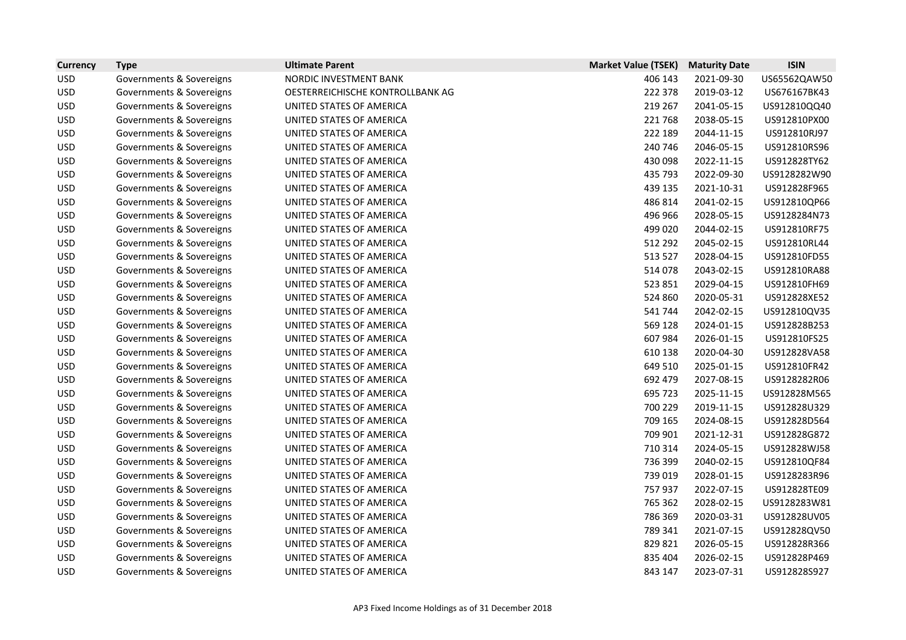| Currency | Type | Ultimate Parent | Market Value (TSEK) | Maturity Date | ISIN |
|---|---|---|---|---|---|
| USD | Governments & Sovereigns | NORDIC INVESTMENT BANK | 406 143 | 2021-09-30 | US65562QAW50 |
| USD | Governments & Sovereigns | OESTERREICHISCHE KONTROLLBANK AG | 222 378 | 2019-03-12 | US676167BK43 |
| USD | Governments & Sovereigns | UNITED STATES OF AMERICA | 219 267 | 2041-05-15 | US912810QQ40 |
| USD | Governments & Sovereigns | UNITED STATES OF AMERICA | 221 768 | 2038-05-15 | US912810PX00 |
| USD | Governments & Sovereigns | UNITED STATES OF AMERICA | 222 189 | 2044-11-15 | US912810RJ97 |
| USD | Governments & Sovereigns | UNITED STATES OF AMERICA | 240 746 | 2046-05-15 | US912810RS96 |
| USD | Governments & Sovereigns | UNITED STATES OF AMERICA | 430 098 | 2022-11-15 | US912828TY62 |
| USD | Governments & Sovereigns | UNITED STATES OF AMERICA | 435 793 | 2022-09-30 | US9128282W90 |
| USD | Governments & Sovereigns | UNITED STATES OF AMERICA | 439 135 | 2021-10-31 | US912828F965 |
| USD | Governments & Sovereigns | UNITED STATES OF AMERICA | 486 814 | 2041-02-15 | US912810QP66 |
| USD | Governments & Sovereigns | UNITED STATES OF AMERICA | 496 966 | 2028-05-15 | US9128284N73 |
| USD | Governments & Sovereigns | UNITED STATES OF AMERICA | 499 020 | 2044-02-15 | US912810RF75 |
| USD | Governments & Sovereigns | UNITED STATES OF AMERICA | 512 292 | 2045-02-15 | US912810RL44 |
| USD | Governments & Sovereigns | UNITED STATES OF AMERICA | 513 527 | 2028-04-15 | US912810FD55 |
| USD | Governments & Sovereigns | UNITED STATES OF AMERICA | 514 078 | 2043-02-15 | US912810RA88 |
| USD | Governments & Sovereigns | UNITED STATES OF AMERICA | 523 851 | 2029-04-15 | US912810FH69 |
| USD | Governments & Sovereigns | UNITED STATES OF AMERICA | 524 860 | 2020-05-31 | US912828XE52 |
| USD | Governments & Sovereigns | UNITED STATES OF AMERICA | 541 744 | 2042-02-15 | US912810QV35 |
| USD | Governments & Sovereigns | UNITED STATES OF AMERICA | 569 128 | 2024-01-15 | US912828B253 |
| USD | Governments & Sovereigns | UNITED STATES OF AMERICA | 607 984 | 2026-01-15 | US912810FS25 |
| USD | Governments & Sovereigns | UNITED STATES OF AMERICA | 610 138 | 2020-04-30 | US912828VA58 |
| USD | Governments & Sovereigns | UNITED STATES OF AMERICA | 649 510 | 2025-01-15 | US912810FR42 |
| USD | Governments & Sovereigns | UNITED STATES OF AMERICA | 692 479 | 2027-08-15 | US9128282R06 |
| USD | Governments & Sovereigns | UNITED STATES OF AMERICA | 695 723 | 2025-11-15 | US912828M565 |
| USD | Governments & Sovereigns | UNITED STATES OF AMERICA | 700 229 | 2019-11-15 | US912828U329 |
| USD | Governments & Sovereigns | UNITED STATES OF AMERICA | 709 165 | 2024-08-15 | US912828D564 |
| USD | Governments & Sovereigns | UNITED STATES OF AMERICA | 709 901 | 2021-12-31 | US912828G872 |
| USD | Governments & Sovereigns | UNITED STATES OF AMERICA | 710 314 | 2024-05-15 | US912828WJ58 |
| USD | Governments & Sovereigns | UNITED STATES OF AMERICA | 736 399 | 2040-02-15 | US912810QF84 |
| USD | Governments & Sovereigns | UNITED STATES OF AMERICA | 739 019 | 2028-01-15 | US9128283R96 |
| USD | Governments & Sovereigns | UNITED STATES OF AMERICA | 757 937 | 2022-07-15 | US912828TE09 |
| USD | Governments & Sovereigns | UNITED STATES OF AMERICA | 765 362 | 2028-02-15 | US9128283W81 |
| USD | Governments & Sovereigns | UNITED STATES OF AMERICA | 786 369 | 2020-03-31 | US912828UV05 |
| USD | Governments & Sovereigns | UNITED STATES OF AMERICA | 789 341 | 2021-07-15 | US912828QV50 |
| USD | Governments & Sovereigns | UNITED STATES OF AMERICA | 829 821 | 2026-05-15 | US912828R366 |
| USD | Governments & Sovereigns | UNITED STATES OF AMERICA | 835 404 | 2026-02-15 | US912828P469 |
| USD | Governments & Sovereigns | UNITED STATES OF AMERICA | 843 147 | 2023-07-31 | US912828S927 |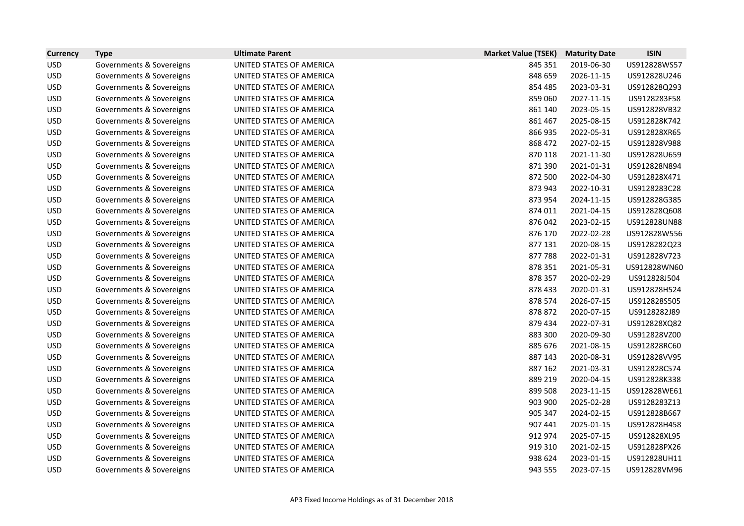| Currency | Type | Ultimate Parent | Market Value (TSEK) | Maturity Date | ISIN |
|---|---|---|---|---|---|
| USD | Governments & Sovereigns | UNITED STATES OF AMERICA | 845 351 | 2019-06-30 | US912828WS57 |
| USD | Governments & Sovereigns | UNITED STATES OF AMERICA | 848 659 | 2026-11-15 | US912828U246 |
| USD | Governments & Sovereigns | UNITED STATES OF AMERICA | 854 485 | 2023-03-31 | US912828Q293 |
| USD | Governments & Sovereigns | UNITED STATES OF AMERICA | 859 060 | 2027-11-15 | US9128283F58 |
| USD | Governments & Sovereigns | UNITED STATES OF AMERICA | 861 140 | 2023-05-15 | US912828VB32 |
| USD | Governments & Sovereigns | UNITED STATES OF AMERICA | 861 467 | 2025-08-15 | US912828K742 |
| USD | Governments & Sovereigns | UNITED STATES OF AMERICA | 866 935 | 2022-05-31 | US912828XR65 |
| USD | Governments & Sovereigns | UNITED STATES OF AMERICA | 868 472 | 2027-02-15 | US912828V988 |
| USD | Governments & Sovereigns | UNITED STATES OF AMERICA | 870 118 | 2021-11-30 | US912828U659 |
| USD | Governments & Sovereigns | UNITED STATES OF AMERICA | 871 390 | 2021-01-31 | US912828N894 |
| USD | Governments & Sovereigns | UNITED STATES OF AMERICA | 872 500 | 2022-04-30 | US912828X471 |
| USD | Governments & Sovereigns | UNITED STATES OF AMERICA | 873 943 | 2022-10-31 | US9128283C28 |
| USD | Governments & Sovereigns | UNITED STATES OF AMERICA | 873 954 | 2024-11-15 | US912828G385 |
| USD | Governments & Sovereigns | UNITED STATES OF AMERICA | 874 011 | 2021-04-15 | US912828Q608 |
| USD | Governments & Sovereigns | UNITED STATES OF AMERICA | 876 042 | 2023-02-15 | US912828UN88 |
| USD | Governments & Sovereigns | UNITED STATES OF AMERICA | 876 170 | 2022-02-28 | US912828W556 |
| USD | Governments & Sovereigns | UNITED STATES OF AMERICA | 877 131 | 2020-08-15 | US9128282Q23 |
| USD | Governments & Sovereigns | UNITED STATES OF AMERICA | 877 788 | 2022-01-31 | US912828V723 |
| USD | Governments & Sovereigns | UNITED STATES OF AMERICA | 878 351 | 2021-05-31 | US912828WN60 |
| USD | Governments & Sovereigns | UNITED STATES OF AMERICA | 878 357 | 2020-02-29 | US912828J504 |
| USD | Governments & Sovereigns | UNITED STATES OF AMERICA | 878 433 | 2020-01-31 | US912828H524 |
| USD | Governments & Sovereigns | UNITED STATES OF AMERICA | 878 574 | 2026-07-15 | US912828S505 |
| USD | Governments & Sovereigns | UNITED STATES OF AMERICA | 878 872 | 2020-07-15 | US9128282J89 |
| USD | Governments & Sovereigns | UNITED STATES OF AMERICA | 879 434 | 2022-07-31 | US912828XQ82 |
| USD | Governments & Sovereigns | UNITED STATES OF AMERICA | 883 300 | 2020-09-30 | US912828VZ00 |
| USD | Governments & Sovereigns | UNITED STATES OF AMERICA | 885 676 | 2021-08-15 | US912828RC60 |
| USD | Governments & Sovereigns | UNITED STATES OF AMERICA | 887 143 | 2020-08-31 | US912828VV95 |
| USD | Governments & Sovereigns | UNITED STATES OF AMERICA | 887 162 | 2021-03-31 | US912828C574 |
| USD | Governments & Sovereigns | UNITED STATES OF AMERICA | 889 219 | 2020-04-15 | US912828K338 |
| USD | Governments & Sovereigns | UNITED STATES OF AMERICA | 899 508 | 2023-11-15 | US912828WE61 |
| USD | Governments & Sovereigns | UNITED STATES OF AMERICA | 903 900 | 2025-02-28 | US9128283Z13 |
| USD | Governments & Sovereigns | UNITED STATES OF AMERICA | 905 347 | 2024-02-15 | US912828B667 |
| USD | Governments & Sovereigns | UNITED STATES OF AMERICA | 907 441 | 2025-01-15 | US912828H458 |
| USD | Governments & Sovereigns | UNITED STATES OF AMERICA | 912 974 | 2025-07-15 | US912828XL95 |
| USD | Governments & Sovereigns | UNITED STATES OF AMERICA | 919 310 | 2021-02-15 | US912828PX26 |
| USD | Governments & Sovereigns | UNITED STATES OF AMERICA | 938 624 | 2023-01-15 | US912828UH11 |
| USD | Governments & Sovereigns | UNITED STATES OF AMERICA | 943 555 | 2023-07-15 | US912828VM96 |

AP3 Fixed Income Holdings as of 31 December 2018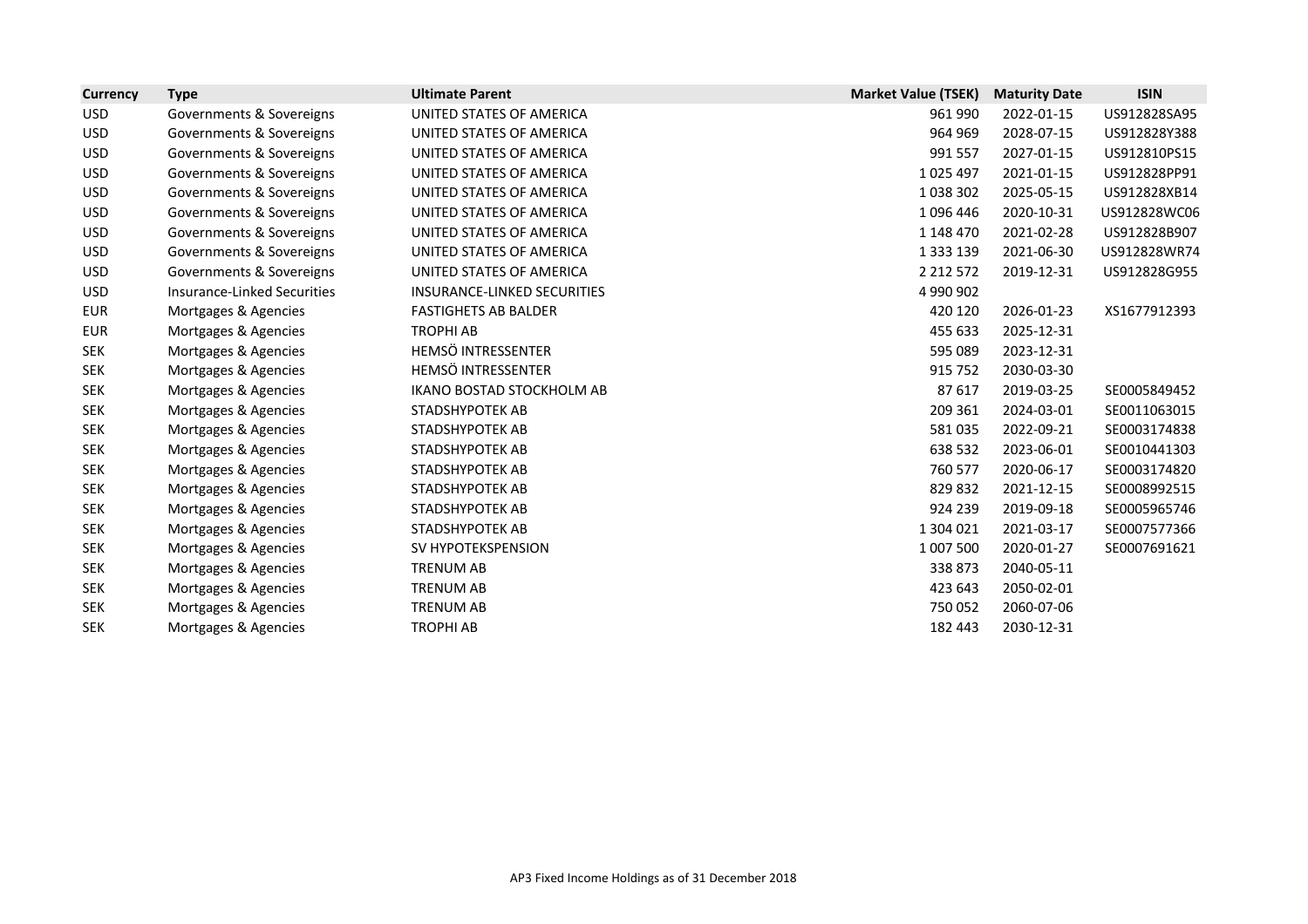| Currency | Type | Ultimate Parent | Market Value (TSEK) | Maturity Date | ISIN |
|---|---|---|---|---|---|
| USD | Governments & Sovereigns | UNITED STATES OF AMERICA | 961 990 | 2022-01-15 | US912828SA95 |
| USD | Governments & Sovereigns | UNITED STATES OF AMERICA | 964 969 | 2028-07-15 | US912828Y388 |
| USD | Governments & Sovereigns | UNITED STATES OF AMERICA | 991 557 | 2027-01-15 | US912810PS15 |
| USD | Governments & Sovereigns | UNITED STATES OF AMERICA | 1 025 497 | 2021-01-15 | US912828PP91 |
| USD | Governments & Sovereigns | UNITED STATES OF AMERICA | 1 038 302 | 2025-05-15 | US912828XB14 |
| USD | Governments & Sovereigns | UNITED STATES OF AMERICA | 1 096 446 | 2020-10-31 | US912828WC06 |
| USD | Governments & Sovereigns | UNITED STATES OF AMERICA | 1 148 470 | 2021-02-28 | US912828B907 |
| USD | Governments & Sovereigns | UNITED STATES OF AMERICA | 1 333 139 | 2021-06-30 | US912828WR74 |
| USD | Governments & Sovereigns | UNITED STATES OF AMERICA | 2 212 572 | 2019-12-31 | US912828G955 |
| USD | Insurance-Linked Securities | INSURANCE-LINKED SECURITIES | 4 990 902 | | |
| EUR | Mortgages & Agencies | FASTIGHETS AB BALDER | 420 120 | 2026-01-23 | XS1677912393 |
| EUR | Mortgages & Agencies | TROPHI AB | 455 633 | 2025-12-31 | |
| SEK | Mortgages & Agencies | HEMSÖ INTRESSENTER | 595 089 | 2023-12-31 | |
| SEK | Mortgages & Agencies | HEMSÖ INTRESSENTER | 915 752 | 2030-03-30 | |
| SEK | Mortgages & Agencies | IKANO BOSTAD STOCKHOLM AB | 87 617 | 2019-03-25 | SE0005849452 |
| SEK | Mortgages & Agencies | STADSHYPOTEK AB | 209 361 | 2024-03-01 | SE0011063015 |
| SEK | Mortgages & Agencies | STADSHYPOTEK AB | 581 035 | 2022-09-21 | SE0003174838 |
| SEK | Mortgages & Agencies | STADSHYPOTEK AB | 638 532 | 2023-06-01 | SE0010441303 |
| SEK | Mortgages & Agencies | STADSHYPOTEK AB | 760 577 | 2020-06-17 | SE0003174820 |
| SEK | Mortgages & Agencies | STADSHYPOTEK AB | 829 832 | 2021-12-15 | SE0008992515 |
| SEK | Mortgages & Agencies | STADSHYPOTEK AB | 924 239 | 2019-09-18 | SE0005965746 |
| SEK | Mortgages & Agencies | STADSHYPOTEK AB | 1 304 021 | 2021-03-17 | SE0007577366 |
| SEK | Mortgages & Agencies | SV HYPOTEKSPENSION | 1 007 500 | 2020-01-27 | SE0007691621 |
| SEK | Mortgages & Agencies | TRENUM AB | 338 873 | 2040-05-11 | |
| SEK | Mortgages & Agencies | TRENUM AB | 423 643 | 2050-02-01 | |
| SEK | Mortgages & Agencies | TRENUM AB | 750 052 | 2060-07-06 | |
| SEK | Mortgages & Agencies | TROPHI AB | 182 443 | 2030-12-31 | |